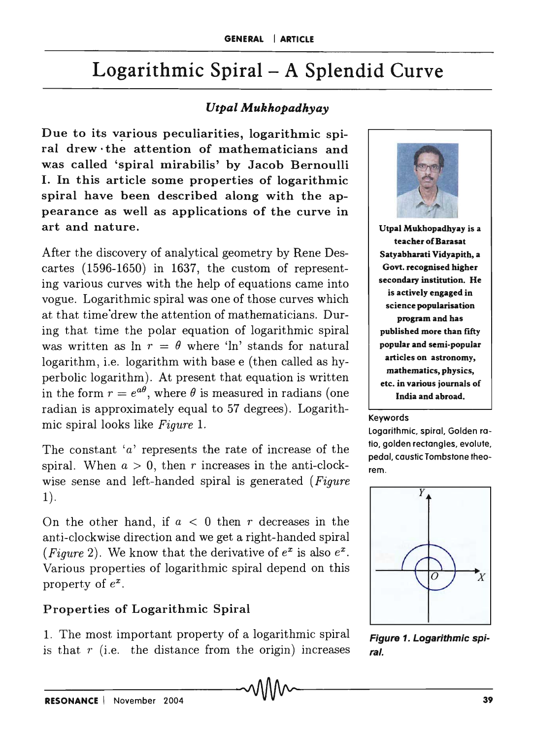# Logarithmic Spiral – A Splendid Curve

*Utpal Mukhopadhyay*

**Due to its various peculiarities, logarithmic spiral drew the attention of mathematicians and was called 'spiral mirabilis' by Jacob Bernoulli I. In this article some properties of logarithmic spiral have been described along with the appearance as well as applications of the curve in art and nature.**

**Utpal Mukhopadhyay is a teacher of Barasat Satyabharati Vidyapith, a Govt. recognised higher secondary institution. He is actively engaged in science popularisation program and has published more than fifty popular and semi-popular articles on astronomy, mathematics, physics, etc. in various journals of India and abroad.**

Keywords

Logarithmic, spiral, Golden ratio, golden rectangles, evolute, pedal, caustic Tombstone theorem.

After the discovery of analytical geometry by Rene Descartes (1596-1650) in 1637, the custom of representing various curves with the help of equations came into vogue. Logarithmic spiral was one of those curves which at that time drew the attention of mathematicians. During that time the polar equation of logarithmic spiral was written as $\ln r = \theta$ where 'ln' stands for natural logarithm, i.e. logarithm with base e (then called as hyperbolic logarithm). At present that equation is written in the form $r = e^{a\theta}$, where $\theta$ is measured in radians (one radian is approximately equal to 57 degrees). Logarithmic spiral looks like *Figure* 1.

The constant '$a$' represents the rate of increase of the spiral. When $a > 0$, then $r$ increases in the anti-clockwise sense and left-handed spiral is generated (*Figure* 1).

On the other hand, if $a < 0$ then $r$ decreases in the anti-clockwise direction and we get a right-handed spiral (*Figure* 2). We know that the derivative of $e^x$ is also $e^x$. Various properties of logarithmic spiral depend on this property of $e^x$.

**Figure 1. Logarithmic spiral.**

## Properties of Logarithmic Spiral

1. The most important property of a logarithmic spiral is that $r$ (i.e. the distance from the origin) increases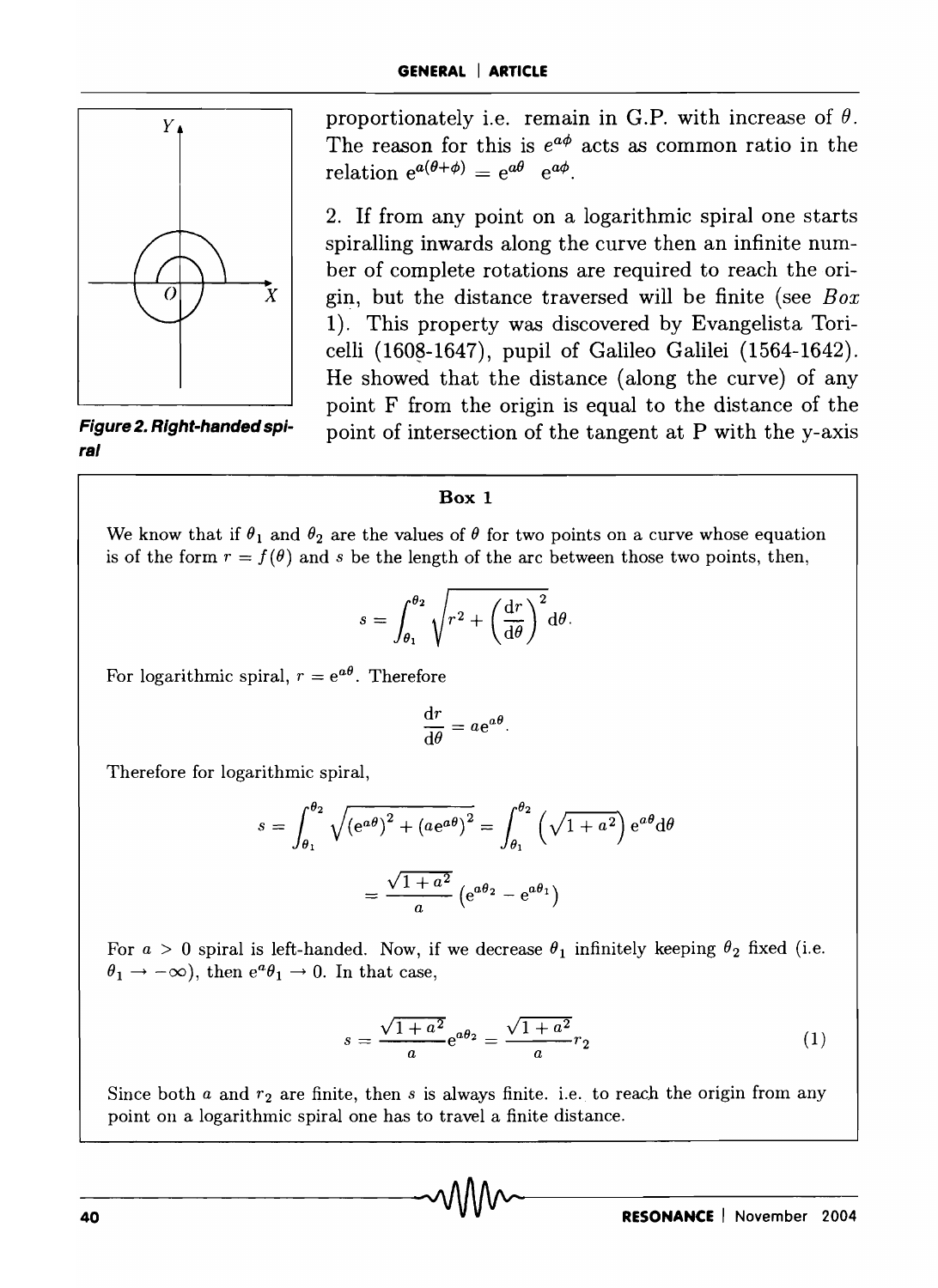proportionately i.e. remain in G.P. with increase of $\theta$. The reason for this is $e^{a\phi}$ acts as common ratio in the relation $e^{a(\theta+\phi)} = e^{a\theta} \; e^{a\phi}$.

2. If from any point on a logarithmic spiral one starts spiralling inwards along the curve then an infinite number of complete rotations are required to reach the origin, but the distance traversed will be finite (see *Box* 1). This property was discovered by Evangelista Toricelli (1608-1647), pupil of Galileo Galilei (1564-1642). He showed that the distance (along the curve) of any point F from the origin is equal to the distance of the point of intersection of the tangent at P with the y-axis

**Figure 2. Right-handed spiral**

### Box 1

We know that if $\theta_1$ and $\theta_2$ are the values of $\theta$ for two points on a curve whose equation is of the form $r = f(\theta)$ and $s$ be the length of the arc between those two points, then,

$$s = \int_{\theta_1}^{\theta_2} \sqrt{r^2 + \left(\frac{\mathrm{d}r}{\mathrm{d}\theta}\right)^2}\, \mathrm{d}\theta.$$

For logarithmic spiral, $r = \mathrm{e}^{a\theta}$. Therefore

$$\frac{\mathrm{d}r}{\mathrm{d}\theta} = a\mathrm{e}^{a\theta}.$$

Therefore for logarithmic spiral,

$$s = \int_{\theta_1}^{\theta_2} \sqrt{(\mathrm{e}^{a\theta})^2 + (a\mathrm{e}^{a\theta})^2} = \int_{\theta_1}^{\theta_2} \left(\sqrt{1+a^2}\right) \mathrm{e}^{a\theta} \mathrm{d}\theta$$

$$= \frac{\sqrt{1+a^2}}{a}\left(\mathrm{e}^{a\theta_2} - \mathrm{e}^{a\theta_1}\right)$$

For $a > 0$ spiral is left-handed. Now, if we decrease $\theta_1$ infinitely keeping $\theta_2$ fixed (i.e. $\theta_1 \to -\infty$), then $\mathrm{e}^a\theta_1 \to 0$. In that case,

$$s = \frac{\sqrt{1+a^2}}{a}\mathrm{e}^{a\theta_2} = \frac{\sqrt{1+a^2}}{a} r_2 \tag{1}$$

Since both $a$ and $r_2$ are finite, then $s$ is always finite. i.e. to reach the origin from any point on a logarithmic spiral one has to travel a finite distance.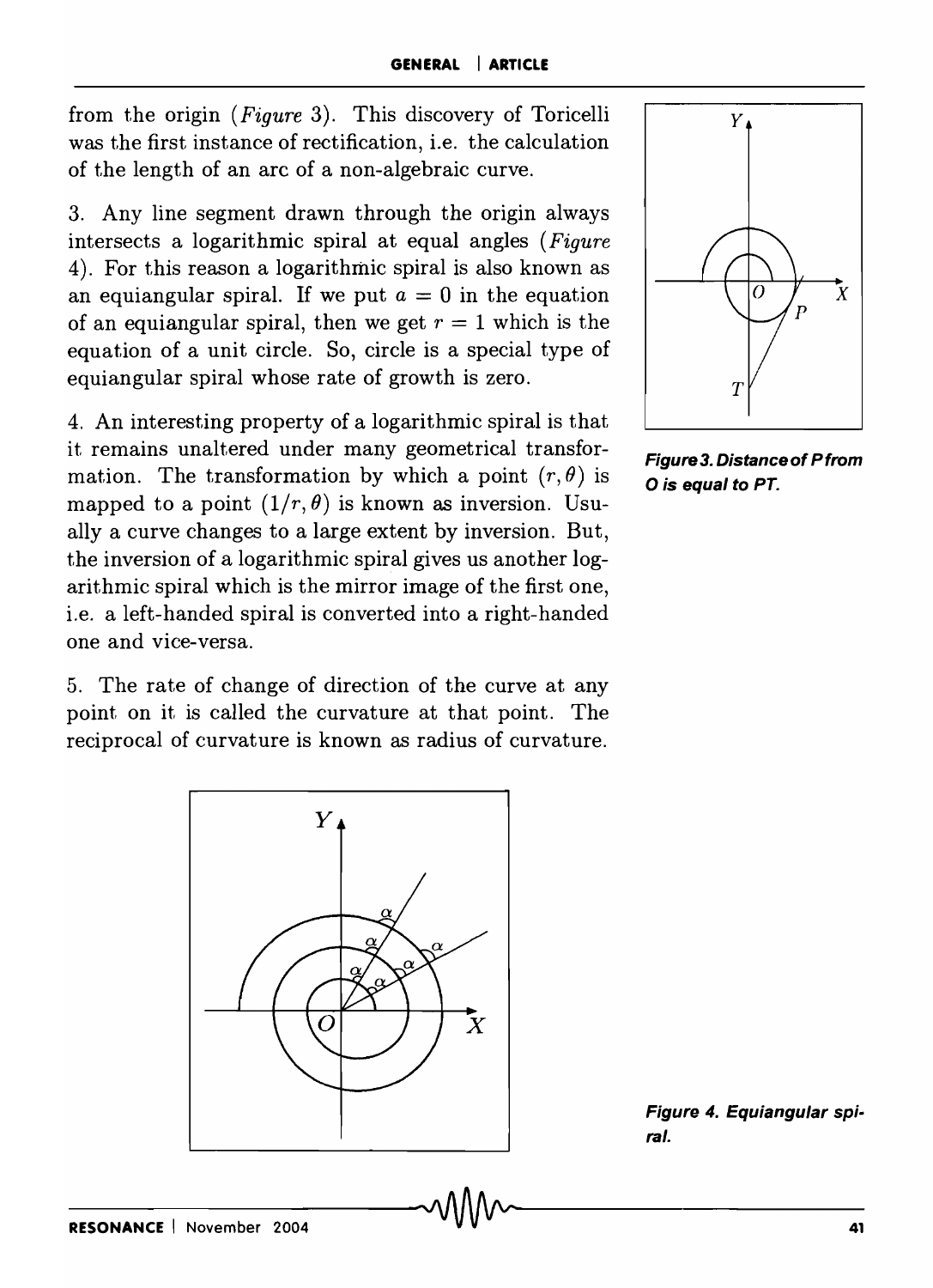from the origin (*Figure* 3). This discovery of Toricelli was the first instance of rectification, i.e. the calculation of the length of an arc of a non-algebraic curve.

3. Any line segment drawn through the origin always intersects a logarithmic spiral at equal angles (*Figure* 4). For this reason a logarithmic spiral is also known as an equiangular spiral. If we put $a = 0$ in the equation of an equiangular spiral, then we get $r = 1$ which is the equation of a unit circle. So, circle is a special type of equiangular spiral whose rate of growth is zero.

4. An interesting property of a logarithmic spiral is that it remains unaltered under many geometrical transformation. The transformation by which a point $(r, \theta)$ is mapped to a point $(1/r, \theta)$ is known as inversion. Usually a curve changes to a large extent by inversion. But, the inversion of a logarithmic spiral gives us another logarithmic spiral which is the mirror image of the first one, i.e. a left-handed spiral is converted into a right-handed one and vice-versa.

5. The rate of change of direction of the curve at any point on it is called the curvature at that point. The reciprocal of curvature is known as radius of curvature.

**Figure 3. Distance of P from O is equal to PT.**

**Figure 4. Equiangular spiral.**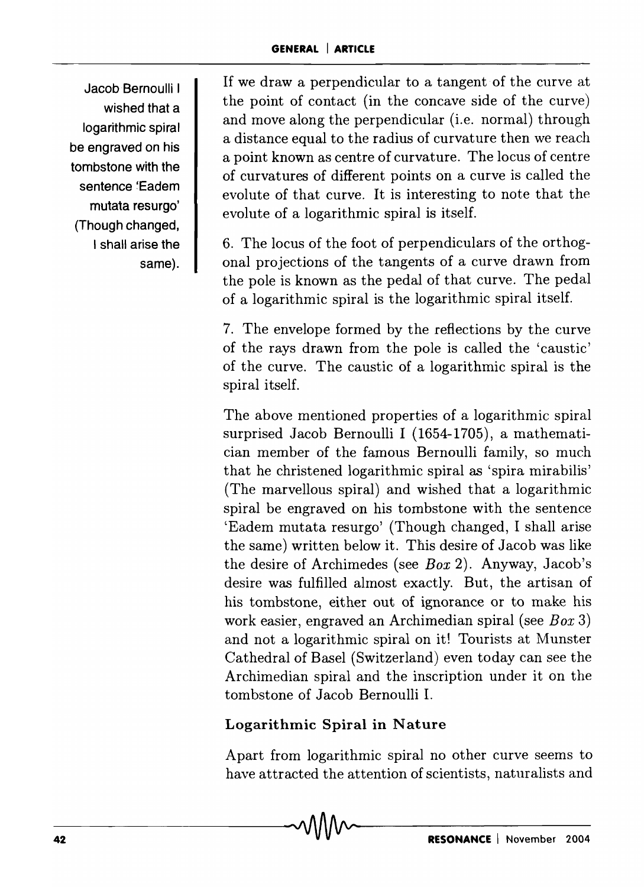If we draw a perpendicular to a tangent of the curve at the point of contact (in the concave side of the curve) and move along the perpendicular (i.e. normal) through a distance equal to the radius of curvature then we reach a point known as centre of curvature. The locus of centre of curvatures of different points on a curve is called the evolute of that curve. It is interesting to note that the evolute of a logarithmic spiral is itself.

6. The locus of the foot of perpendiculars of the orthogonal projections of the tangents of a curve drawn from the pole is known as the pedal of that curve. The pedal of a logarithmic spiral is the logarithmic spiral itself.

7. The envelope formed by the reflections by the curve of the rays drawn from the pole is called the 'caustic' of the curve. The caustic of a logarithmic spiral is the spiral itself.

Jacob Bernoulli I wished that a logarithmic spiral be engraved on his tombstone with the sentence 'Eadem mutata resurgo' (Though changed, I shall arise the same).

The above mentioned properties of a logarithmic spiral surprised Jacob Bernoulli I (1654-1705), a mathematician member of the famous Bernoulli family, so much that he christened logarithmic spiral as 'spira mirabilis' (The marvellous spiral) and wished that a logarithmic spiral be engraved on his tombstone with the sentence 'Eadem mutata resurgo' (Though changed, I shall arise the same) written below it. This desire of Jacob was like the desire of Archimedes (see *Box* 2). Anyway, Jacob's desire was fulfilled almost exactly. But, the artisan of his tombstone, either out of ignorance or to make his work easier, engraved an Archimedian spiral (see *Box* 3) and not a logarithmic spiral on it! Tourists at Munster Cathedral of Basel (Switzerland) even today can see the Archimedian spiral and the inscription under it on the tombstone of Jacob Bernoulli I.

## Logarithmic Spiral in Nature

Apart from logarithmic spiral no other curve seems to have attracted the attention of scientists, naturalists and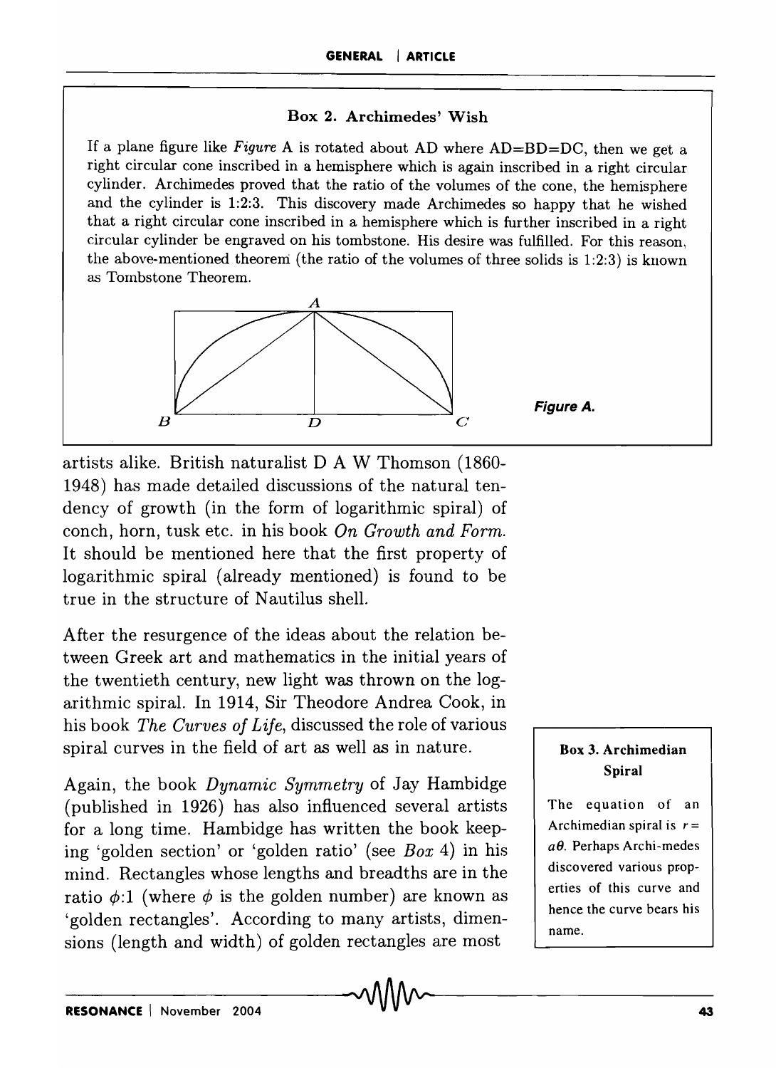### Box 2. Archimedes' Wish

If a plane figure like *Figure* A is rotated about AD where AD=BD=DC, then we get a right circular cone inscribed in a hemisphere which is again inscribed in a right circular cylinder. Archimedes proved that the ratio of the volumes of the cone, the hemisphere and the cylinder is 1:2:3. This discovery made Archimedes so happy that he wished that a right circular cone inscribed in a hemisphere which is further inscribed in a right circular cylinder be engraved on his tombstone. His desire was fulfilled. For this reason, the above-mentioned theorem (the ratio of the volumes of three solids is 1:2:3) is known as Tombstone Theorem.

***Figure A.***

artists alike. British naturalist D A W Thomson (1860-1948) has made detailed discussions of the natural tendency of growth (in the form of logarithmic spiral) of conch, horn, tusk etc. in his book *On Growth and Form.* It should be mentioned here that the first property of logarithmic spiral (already mentioned) is found to be true in the structure of Nautilus shell.

After the resurgence of the ideas about the relation between Greek art and mathematics in the initial years of the twentieth century, new light was thrown on the logarithmic spiral. In 1914, Sir Theodore Andrea Cook, in his book *The Curves of Life*, discussed the role of various spiral curves in the field of art as well as in nature.

Again, the book *Dynamic Symmetry* of Jay Hambidge (published in 1926) has also influenced several artists for a long time. Hambidge has written the book keeping 'golden section' or 'golden ratio' (see *Box* 4) in his mind. Rectangles whose lengths and breadths are in the ratio $\phi$:1 (where $\phi$ is the golden number) are known as 'golden rectangles'. According to many artists, dimensions (length and width) of golden rectangles are most

### Box 3. Archimedian Spiral

The equation of an Archimedian spiral is $r = a\theta$. Perhaps Archi-medes discovered various properties of this curve and hence the curve bears his name.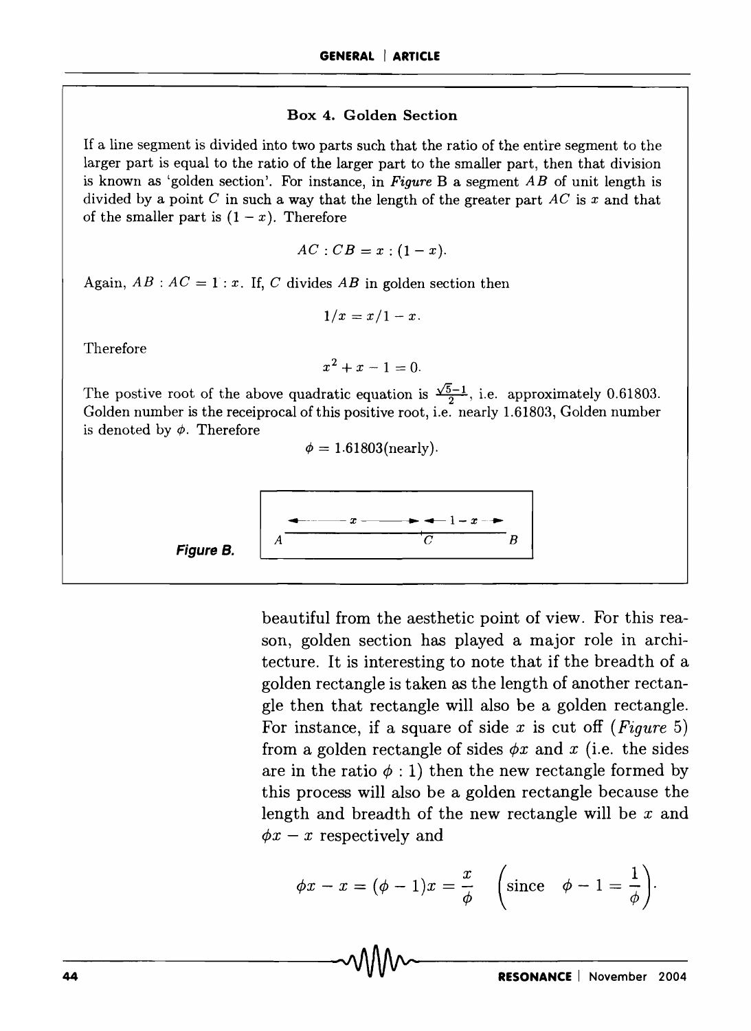### Box 4. Golden Section

If a line segment is divided into two parts such that the ratio of the entire segment to the larger part is equal to the ratio of the larger part to the smaller part, then that division is known as 'golden section'. For instance, in *Figure* B a segment $AB$ of unit length is divided by a point $C$ in such a way that the length of the greater part $AC$ is $x$ and that of the smaller part is $(1-x)$. Therefore

$$AC : CB = x : (1-x).$$

Again, $AB : AC = 1 : x$. If, $C$ divides $AB$ in golden section then

$$1/x = x/1 - x.$$

Therefore

$$x^2 + x - 1 = 0.$$

The postive root of the above quadratic equation is $\frac{\sqrt{5}-1}{2}$, i.e. approximately 0.61803. Golden number is the receiprocal of this positive root, i.e. nearly 1.61803, Golden number is denoted by $\phi$. Therefore

$$\phi = 1.61803\text{(nearly)}.$$

**Figure B.**

beautiful from the aesthetic point of view. For this reason, golden section has played a major role in architecture. It is interesting to note that if the breadth of a golden rectangle is taken as the length of another rectangle then that rectangle will also be a golden rectangle. For instance, if a square of side $x$ is cut off (*Figure* 5) from a golden rectangle of sides $\phi x$ and $x$ (i.e. the sides are in the ratio $\phi : 1$) then the new rectangle formed by this process will also be a golden rectangle because the length and breadth of the new rectangle will be $x$ and $\phi x - x$ respectively and

$$\phi x - x = (\phi - 1)x = \frac{x}{\phi} \quad \left(\text{since} \quad \phi - 1 = \frac{1}{\phi}\right).$$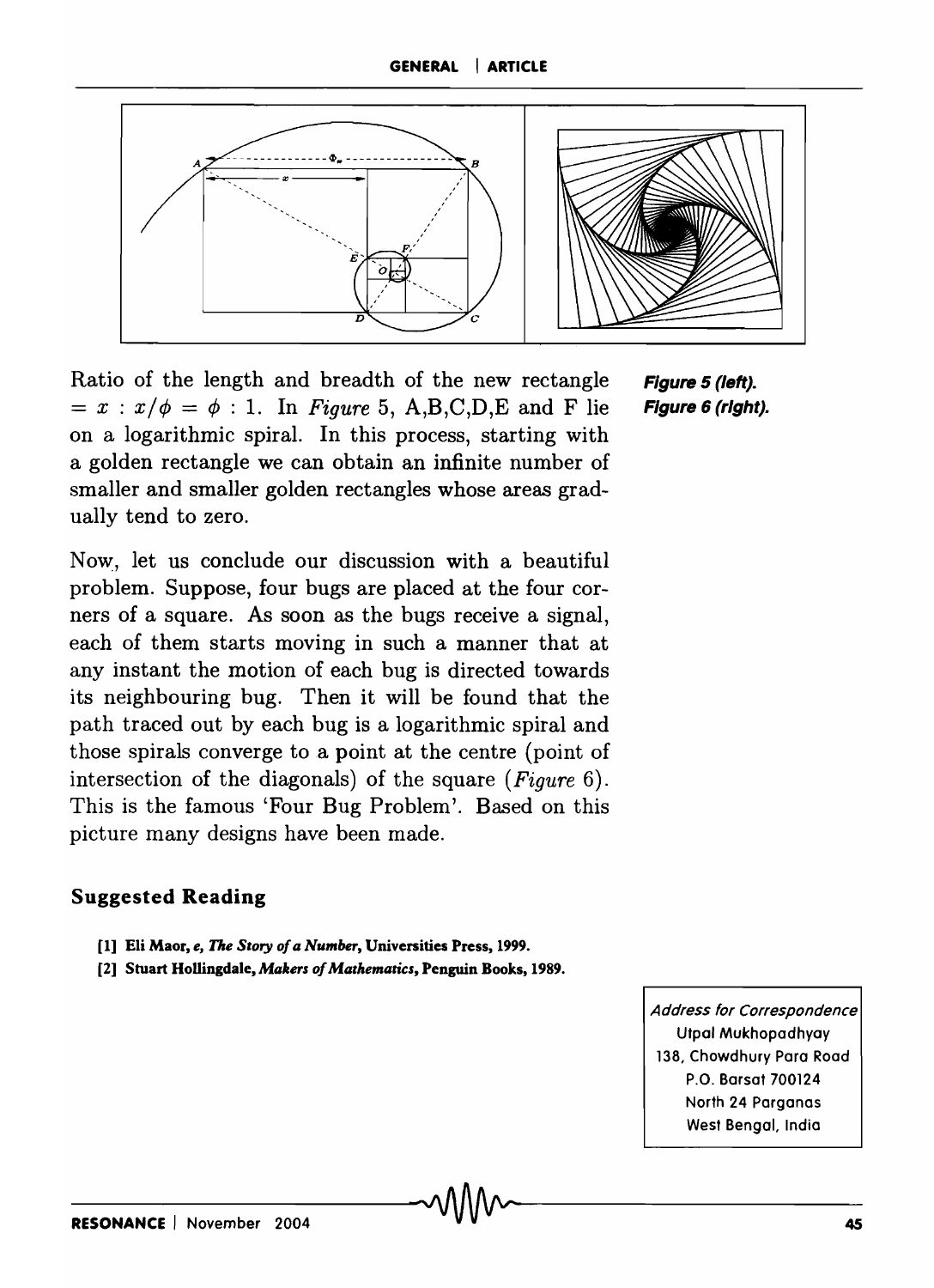Figure 5 (left).
Figure 6 (right).

Ratio of the length and breadth of the new rectangle $= x : x/\phi = \phi : 1$. In *Figure* 5, A,B,C,D,E and F lie on a logarithmic spiral. In this process, starting with a golden rectangle we can obtain an infinite number of smaller and smaller golden rectangles whose areas gradually tend to zero.

Now, let us conclude our discussion with a beautiful problem. Suppose, four bugs are placed at the four corners of a square. As soon as the bugs receive a signal, each of them starts moving in such a manner that at any instant the motion of each bug is directed towards its neighbouring bug. Then it will be found that the path traced out by each bug is a logarithmic spiral and those spirals converge to a point at the centre (point of intersection of the diagonals) of the square (*Figure* 6). This is the famous 'Four Bug Problem'. Based on this picture many designs have been made.

## Suggested Reading

[1] Eli Maor, *e, The Story of a Number*, Universities Press, 1999.

[2] Stuart Hollingdale, *Makers of Mathematics*, Penguin Books, 1989.

*Address for Correspondence*
Utpal Mukhopadhyay
138, Chowdhury Para Road
P.O. Barsat 700124
North 24 Parganas
West Bengal, India